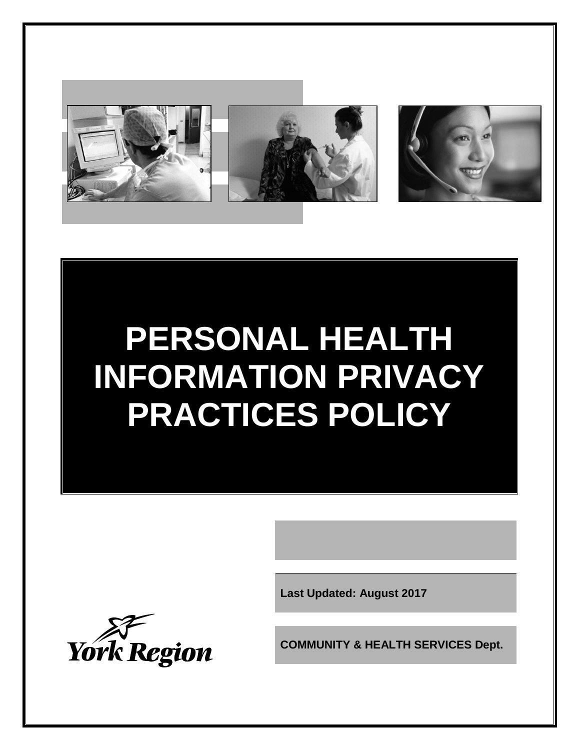# PERSONAL HEALTH INFORMATION PRIVACY PRACTICES POLICY

**Last Updated: August 2017**

York Region

**COMMUNITY & HEALTH SERVICES Dept.**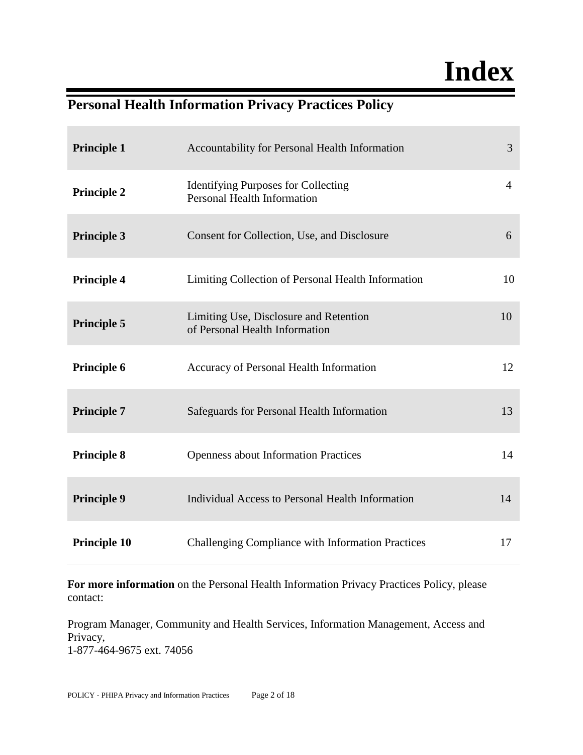# Index

## Personal Health Information Privacy Practices Policy

| | | |
|---|---|---|
| **Principle 1** | Accountability for Personal Health Information | 3 |
| **Principle 2** | Identifying Purposes for Collecting Personal Health Information | 4 |
| **Principle 3** | Consent for Collection, Use, and Disclosure | 6 |
| **Principle 4** | Limiting Collection of Personal Health Information | 10 |
| **Principle 5** | Limiting Use, Disclosure and Retention of Personal Health Information | 10 |
| **Principle 6** | Accuracy of Personal Health Information | 12 |
| **Principle 7** | Safeguards for Personal Health Information | 13 |
| **Principle 8** | Openness about Information Practices | 14 |
| **Principle 9** | Individual Access to Personal Health Information | 14 |
| **Principle 10** | Challenging Compliance with Information Practices | 17 |

**For more information** on the Personal Health Information Privacy Practices Policy, please contact:

Program Manager, Community and Health Services, Information Management, Access and Privacy,
1-877-464-9675 ext. 74056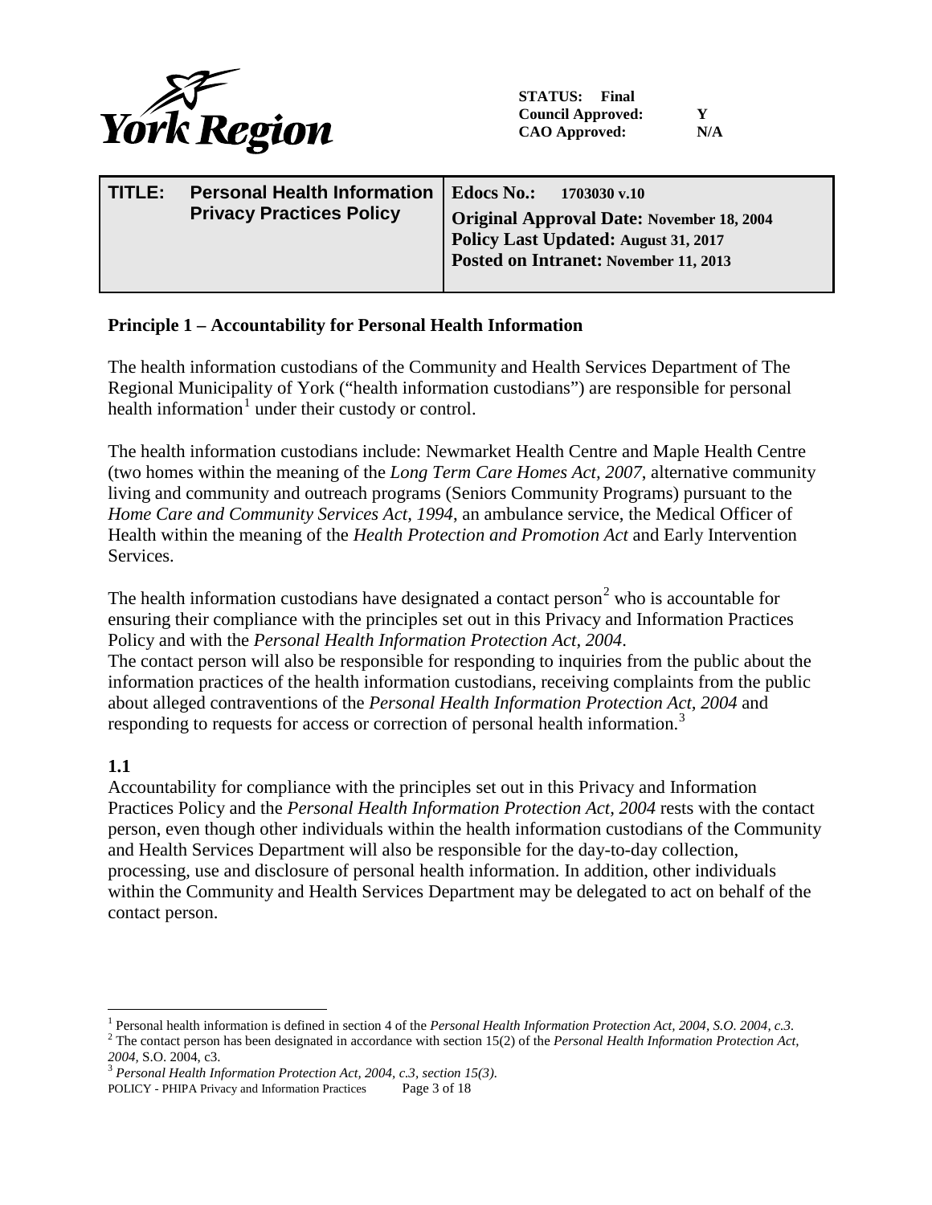STATUS: Final
Council Approved: Y
CAO Approved: N/A

| TITLE: | Personal Health Information Privacy Practices Policy | Edocs No.: 1703030 v.10<br>Original Approval Date: November 18, 2004<br>Policy Last Updated: August 31, 2017<br>Posted on Intranet: November 11, 2013 |
|---|---|---|

## Principle 1 – Accountability for Personal Health Information

The health information custodians of the Community and Health Services Department of The Regional Municipality of York ("health information custodians") are responsible for personal health information[1] under their custody or control.

The health information custodians include: Newmarket Health Centre and Maple Health Centre (two homes within the meaning of the *Long Term Care Homes Act, 2007*, alternative community living and community and outreach programs (Seniors Community Programs) pursuant to the *Home Care and Community Services Act, 1994*, an ambulance service, the Medical Officer of Health within the meaning of the *Health Protection and Promotion Act* and Early Intervention Services.

The health information custodians have designated a contact person[2] who is accountable for ensuring their compliance with the principles set out in this Privacy and Information Practices Policy and with the *Personal Health Information Protection Act, 2004*.
The contact person will also be responsible for responding to inquiries from the public about the information practices of the health information custodians, receiving complaints from the public about alleged contraventions of the *Personal Health Information Protection Act, 2004* and responding to requests for access or correction of personal health information.[3]

### 1.1

Accountability for compliance with the principles set out in this Privacy and Information Practices Policy and the *Personal Health Information Protection Act, 2004* rests with the contact person, even though other individuals within the health information custodians of the Community and Health Services Department will also be responsible for the day-to-day collection, processing, use and disclosure of personal health information. In addition, other individuals within the Community and Health Services Department may be delegated to act on behalf of the contact person.

---

[1] Personal health information is defined in section 4 of the *Personal Health Information Protection Act, 2004, S.O. 2004, c.3*.
[2] The contact person has been designated in accordance with section 15(2) of the *Personal Health Information Protection Act, 2004*, S.O. 2004, c3.
[3] *Personal Health Information Protection Act, 2004, c.3, section 15(3)*.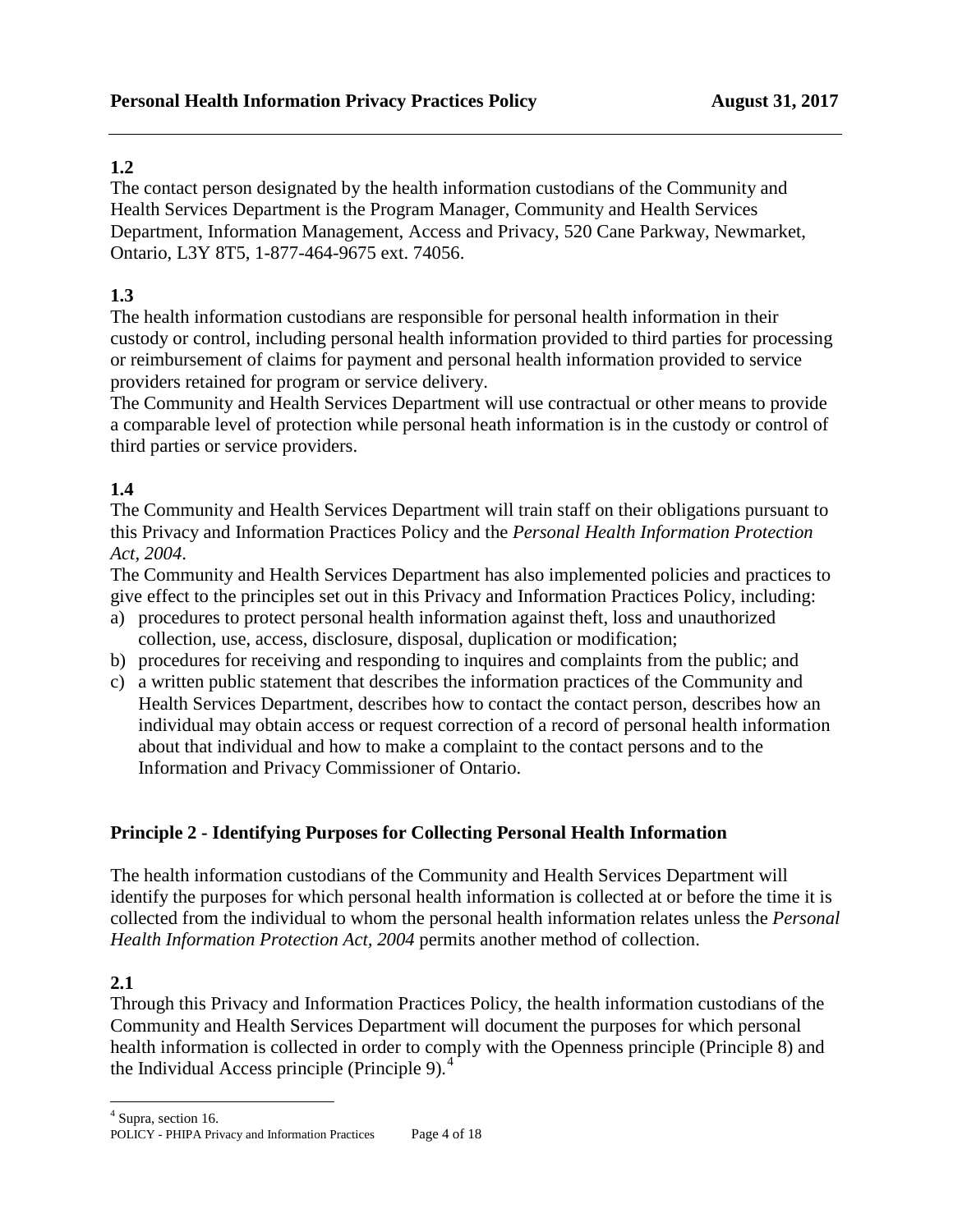**1.2**
The contact person designated by the health information custodians of the Community and Health Services Department is the Program Manager, Community and Health Services Department, Information Management, Access and Privacy, 520 Cane Parkway, Newmarket, Ontario, L3Y 8T5, 1-877-464-9675 ext. 74056.

**1.3**
The health information custodians are responsible for personal health information in their custody or control, including personal health information provided to third parties for processing or reimbursement of claims for payment and personal health information provided to service providers retained for program or service delivery.
The Community and Health Services Department will use contractual or other means to provide a comparable level of protection while personal heath information is in the custody or control of third parties or service providers.

**1.4**
The Community and Health Services Department will train staff on their obligations pursuant to this Privacy and Information Practices Policy and the *Personal Health Information Protection Act, 2004*.
The Community and Health Services Department has also implemented policies and practices to give effect to the principles set out in this Privacy and Information Practices Policy, including:

a) procedures to protect personal health information against theft, loss and unauthorized collection, use, access, disclosure, disposal, duplication or modification;
b) procedures for receiving and responding to inquires and complaints from the public; and
c) a written public statement that describes the information practices of the Community and Health Services Department, describes how to contact the contact person, describes how an individual may obtain access or request correction of a record of personal health information about that individual and how to make a complaint to the contact persons and to the Information and Privacy Commissioner of Ontario.

## Principle 2 - Identifying Purposes for Collecting Personal Health Information

The health information custodians of the Community and Health Services Department will identify the purposes for which personal health information is collected at or before the time it is collected from the individual to whom the personal health information relates unless the *Personal Health Information Protection Act, 2004* permits another method of collection.

**2.1**
Through this Privacy and Information Practices Policy, the health information custodians of the Community and Health Services Department will document the purposes for which personal health information is collected in order to comply with the Openness principle (Principle 8) and the Individual Access principle (Principle 9).[4]

[4] Supra, section 16.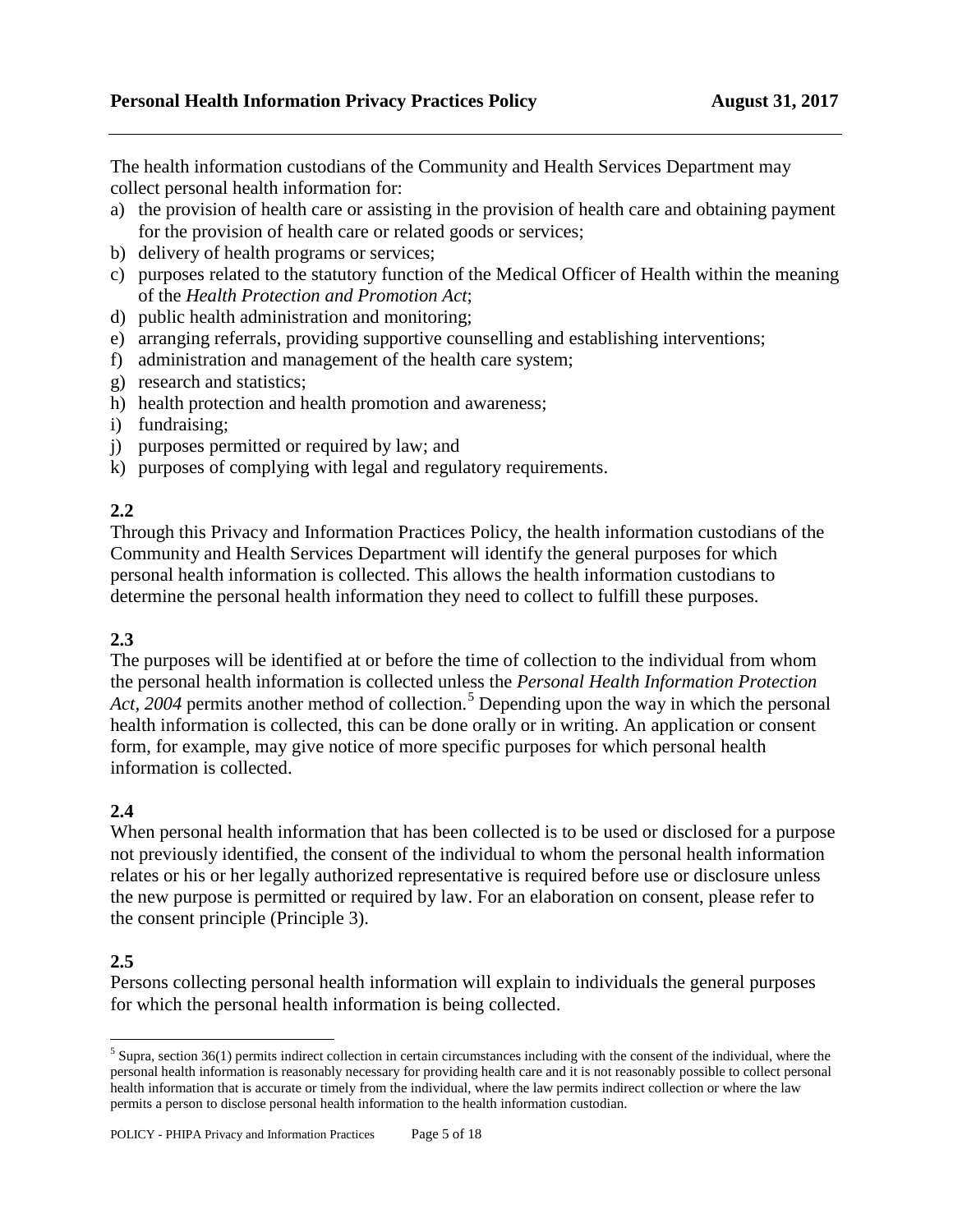The health information custodians of the Community and Health Services Department may collect personal health information for:

a) the provision of health care or assisting in the provision of health care and obtaining payment for the provision of health care or related goods or services;
b) delivery of health programs or services;
c) purposes related to the statutory function of the Medical Officer of Health within the meaning of the *Health Protection and Promotion Act*;
d) public health administration and monitoring;
e) arranging referrals, providing supportive counselling and establishing interventions;
f) administration and management of the health care system;
g) research and statistics;
h) health protection and health promotion and awareness;
i) fundraising;
j) purposes permitted or required by law; and
k) purposes of complying with legal and regulatory requirements.

**2.2**

Through this Privacy and Information Practices Policy, the health information custodians of the Community and Health Services Department will identify the general purposes for which personal health information is collected. This allows the health information custodians to determine the personal health information they need to collect to fulfill these purposes.

**2.3**

The purposes will be identified at or before the time of collection to the individual from whom the personal health information is collected unless the *Personal Health Information Protection Act, 2004* permits another method of collection.[5] Depending upon the way in which the personal health information is collected, this can be done orally or in writing. An application or consent form, for example, may give notice of more specific purposes for which personal health information is collected.

**2.4**

When personal health information that has been collected is to be used or disclosed for a purpose not previously identified, the consent of the individual to whom the personal health information relates or his or her legally authorized representative is required before use or disclosure unless the new purpose is permitted or required by law. For an elaboration on consent, please refer to the consent principle (Principle 3).

**2.5**

Persons collecting personal health information will explain to individuals the general purposes for which the personal health information is being collected.

---

[5] Supra, section 36(1) permits indirect collection in certain circumstances including with the consent of the individual, where the personal health information is reasonably necessary for providing health care and it is not reasonably possible to collect personal health information that is accurate or timely from the individual, where the law permits indirect collection or where the law permits a person to disclose personal health information to the health information custodian.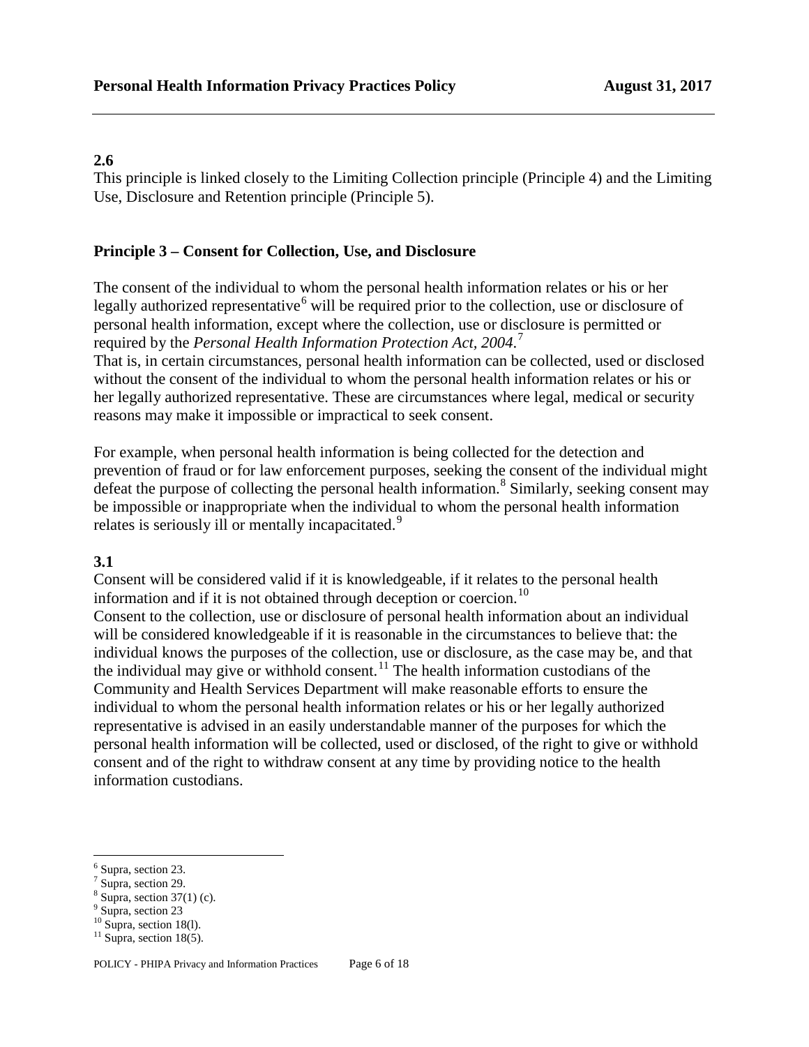**2.6**
This principle is linked closely to the Limiting Collection principle (Principle 4) and the Limiting Use, Disclosure and Retention principle (Principle 5).

**Principle 3 – Consent for Collection, Use, and Disclosure**

The consent of the individual to whom the personal health information relates or his or her legally authorized representative[6] will be required prior to the collection, use or disclosure of personal health information, except where the collection, use or disclosure is permitted or required by the *Personal Health Information Protection Act, 2004.*[7]
That is, in certain circumstances, personal health information can be collected, used or disclosed without the consent of the individual to whom the personal health information relates or his or her legally authorized representative. These are circumstances where legal, medical or security reasons may make it impossible or impractical to seek consent.

For example, when personal health information is being collected for the detection and prevention of fraud or for law enforcement purposes, seeking the consent of the individual might defeat the purpose of collecting the personal health information.[8] Similarly, seeking consent may be impossible or inappropriate when the individual to whom the personal health information relates is seriously ill or mentally incapacitated.[9]

**3.1**
Consent will be considered valid if it is knowledgeable, if it relates to the personal health information and if it is not obtained through deception or coercion.[10]
Consent to the collection, use or disclosure of personal health information about an individual will be considered knowledgeable if it is reasonable in the circumstances to believe that: the individual knows the purposes of the collection, use or disclosure, as the case may be, and that the individual may give or withhold consent.[11] The health information custodians of the Community and Health Services Department will make reasonable efforts to ensure the individual to whom the personal health information relates or his or her legally authorized representative is advised in an easily understandable manner of the purposes for which the personal health information will be collected, used or disclosed, of the right to give or withhold consent and of the right to withdraw consent at any time by providing notice to the health information custodians.

---

[6] Supra, section 23.
[7] Supra, section 29.
[8] Supra, section 37(1) (c).
[9] Supra, section 23
[10] Supra, section 18(l).
[11] Supra, section 18(5).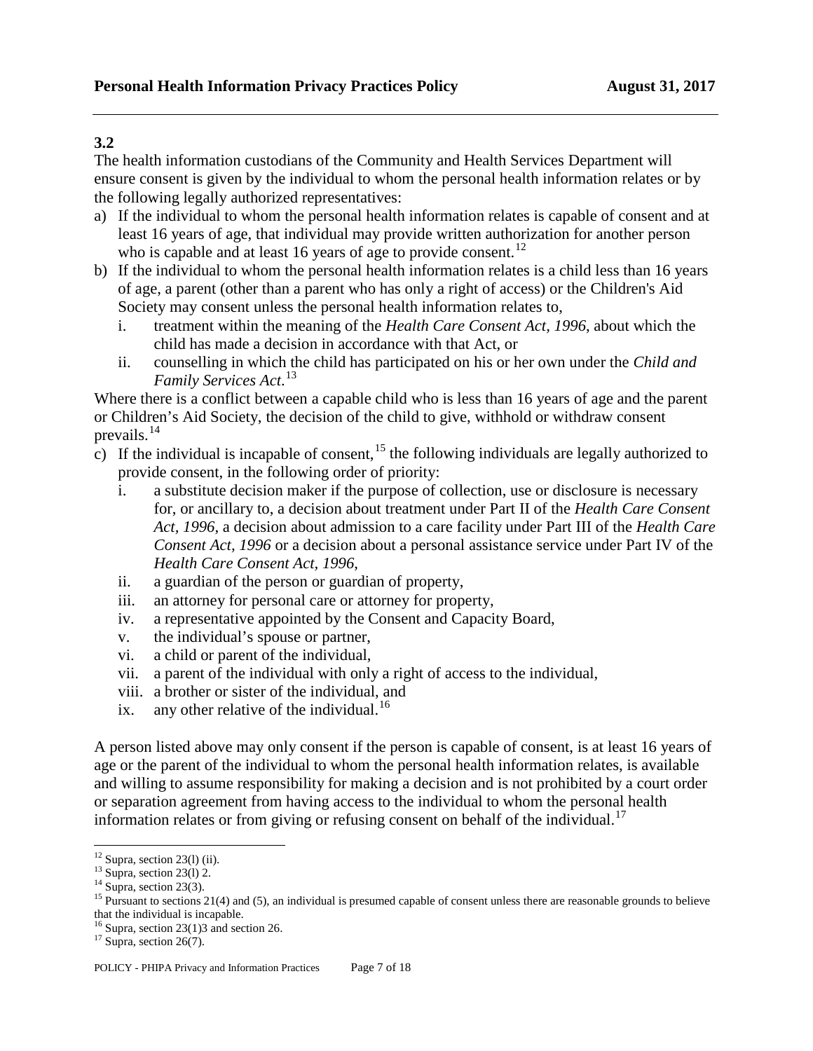**3.2**

The health information custodians of the Community and Health Services Department will ensure consent is given by the individual to whom the personal health information relates or by the following legally authorized representatives:

a) If the individual to whom the personal health information relates is capable of consent and at least 16 years of age, that individual may provide written authorization for another person who is capable and at least 16 years of age to provide consent.[12]

b) If the individual to whom the personal health information relates is a child less than 16 years of age, a parent (other than a parent who has only a right of access) or the Children's Aid Society may consent unless the personal health information relates to,

   i. treatment within the meaning of the *Health Care Consent Act, 1996*, about which the child has made a decision in accordance with that Act, or

   ii. counselling in which the child has participated on his or her own under the *Child and Family Services Act*.[13]

Where there is a conflict between a capable child who is less than 16 years of age and the parent or Children's Aid Society, the decision of the child to give, withhold or withdraw consent prevails.[14]

c) If the individual is incapable of consent,[15] the following individuals are legally authorized to provide consent, in the following order of priority:

   i. a substitute decision maker if the purpose of collection, use or disclosure is necessary for, or ancillary to, a decision about treatment under Part II of the *Health Care Consent Act, 1996*, a decision about admission to a care facility under Part III of the *Health Care Consent Act, 1996* or a decision about a personal assistance service under Part IV of the *Health Care Consent Act, 1996*,

   ii. a guardian of the person or guardian of property,

   iii. an attorney for personal care or attorney for property,

   iv. a representative appointed by the Consent and Capacity Board,

   v. the individual's spouse or partner,

   vi. a child or parent of the individual,

   vii. a parent of the individual with only a right of access to the individual,

   viii. a brother or sister of the individual, and

   ix. any other relative of the individual.[16]

A person listed above may only consent if the person is capable of consent, is at least 16 years of age or the parent of the individual to whom the personal health information relates, is available and willing to assume responsibility for making a decision and is not prohibited by a court order or separation agreement from having access to the individual to whom the personal health information relates or from giving or refusing consent on behalf of the individual.[17]

---

[12] Supra, section 23(l) (ii).

[13] Supra, section 23(l) 2.

[14] Supra, section 23(3).

[15] Pursuant to sections 21(4) and (5), an individual is presumed capable of consent unless there are reasonable grounds to believe that the individual is incapable.

[16] Supra, section 23(1)3 and section 26.

[17] Supra, section 26(7).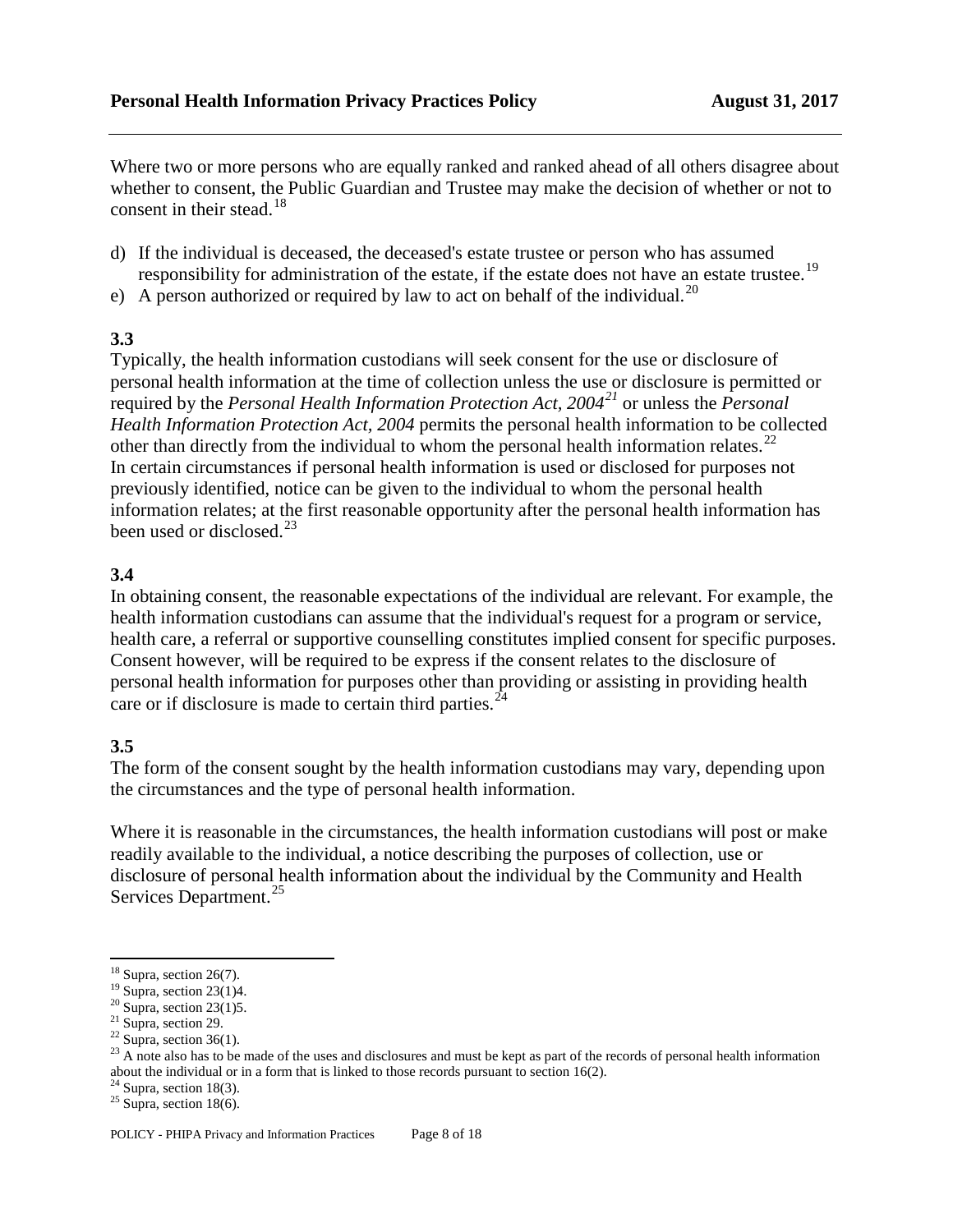Where two or more persons who are equally ranked and ranked ahead of all others disagree about whether to consent, the Public Guardian and Trustee may make the decision of whether or not to consent in their stead.[18]

d) If the individual is deceased, the deceased's estate trustee or person who has assumed responsibility for administration of the estate, if the estate does not have an estate trustee.[19]
e) A person authorized or required by law to act on behalf of the individual.[20]

### 3.3

Typically, the health information custodians will seek consent for the use or disclosure of personal health information at the time of collection unless the use or disclosure is permitted or required by the *Personal Health Information Protection Act, 2004*[21] or unless the *Personal Health Information Protection Act, 2004* permits the personal health information to be collected other than directly from the individual to whom the personal health information relates.[22] In certain circumstances if personal health information is used or disclosed for purposes not previously identified, notice can be given to the individual to whom the personal health information relates; at the first reasonable opportunity after the personal health information has been used or disclosed.[23]

### 3.4

In obtaining consent, the reasonable expectations of the individual are relevant. For example, the health information custodians can assume that the individual's request for a program or service, health care, a referral or supportive counselling constitutes implied consent for specific purposes. Consent however, will be required to be express if the consent relates to the disclosure of personal health information for purposes other than providing or assisting in providing health care or if disclosure is made to certain third parties.[24]

### 3.5

The form of the consent sought by the health information custodians may vary, depending upon the circumstances and the type of personal health information.

Where it is reasonable in the circumstances, the health information custodians will post or make readily available to the individual, a notice describing the purposes of collection, use or disclosure of personal health information about the individual by the Community and Health Services Department.[25]

---

[18] Supra, section 26(7).
[19] Supra, section 23(1)4.
[20] Supra, section 23(1)5.
[21] Supra, section 29.
[22] Supra, section 36(1).
[23] A note also has to be made of the uses and disclosures and must be kept as part of the records of personal health information about the individual or in a form that is linked to those records pursuant to section 16(2).
[24] Supra, section 18(3).
[25] Supra, section 18(6).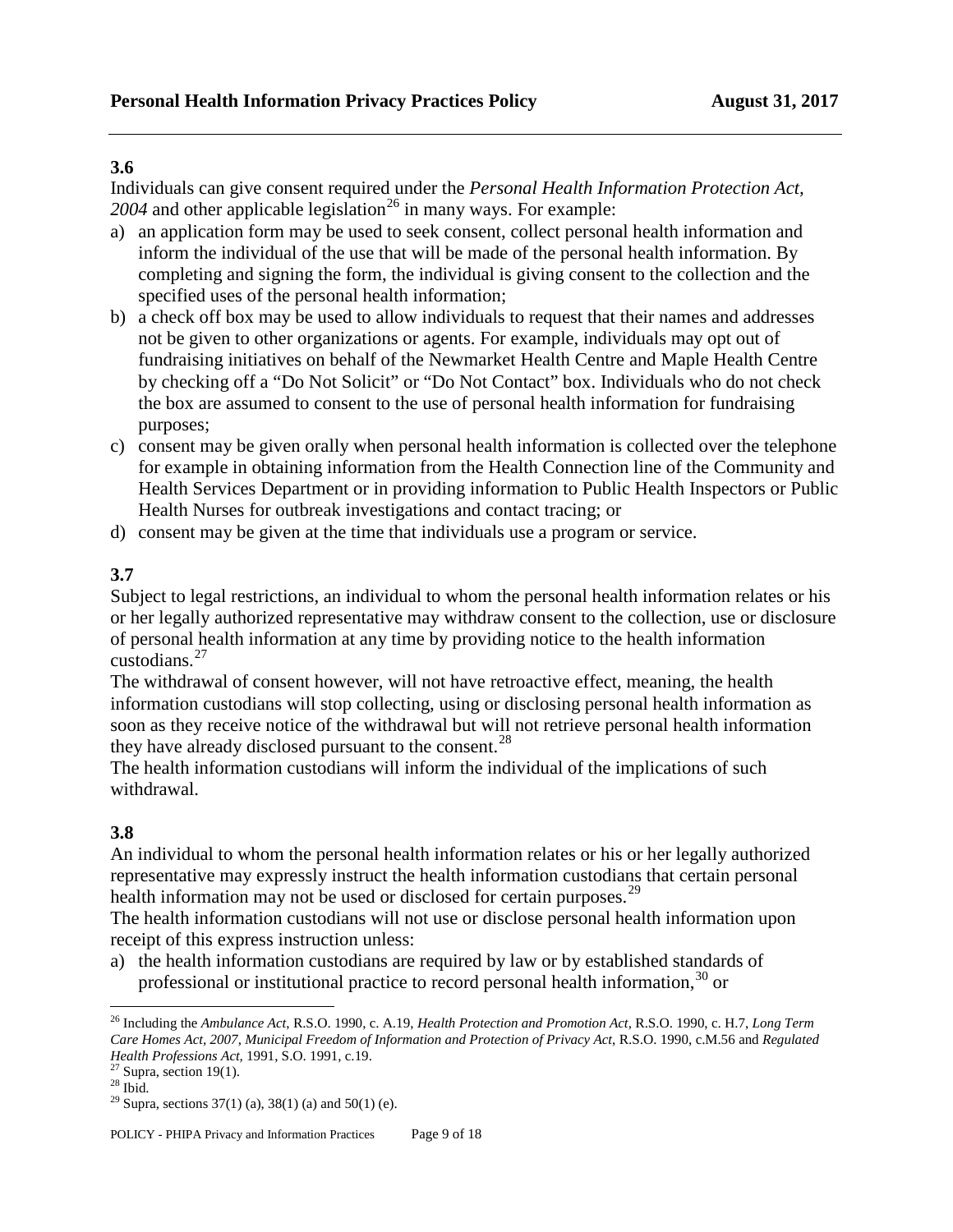**3.6**

Individuals can give consent required under the *Personal Health Information Protection Act, 2004* and other applicable legislation[26] in many ways. For example:

a) an application form may be used to seek consent, collect personal health information and inform the individual of the use that will be made of the personal health information. By completing and signing the form, the individual is giving consent to the collection and the specified uses of the personal health information;
b) a check off box may be used to allow individuals to request that their names and addresses not be given to other organizations or agents. For example, individuals may opt out of fundraising initiatives on behalf of the Newmarket Health Centre and Maple Health Centre by checking off a "Do Not Solicit" or "Do Not Contact" box. Individuals who do not check the box are assumed to consent to the use of personal health information for fundraising purposes;
c) consent may be given orally when personal health information is collected over the telephone for example in obtaining information from the Health Connection line of the Community and Health Services Department or in providing information to Public Health Inspectors or Public Health Nurses for outbreak investigations and contact tracing; or
d) consent may be given at the time that individuals use a program or service.

**3.7**

Subject to legal restrictions, an individual to whom the personal health information relates or his or her legally authorized representative may withdraw consent to the collection, use or disclosure of personal health information at any time by providing notice to the health information custodians.[27]

The withdrawal of consent however, will not have retroactive effect, meaning, the health information custodians will stop collecting, using or disclosing personal health information as soon as they receive notice of the withdrawal but will not retrieve personal health information they have already disclosed pursuant to the consent.[28]

The health information custodians will inform the individual of the implications of such withdrawal.

**3.8**

An individual to whom the personal health information relates or his or her legally authorized representative may expressly instruct the health information custodians that certain personal health information may not be used or disclosed for certain purposes.[29]

The health information custodians will not use or disclose personal health information upon receipt of this express instruction unless:

a) the health information custodians are required by law or by established standards of professional or institutional practice to record personal health information,[30] or

---

[26] Including the *Ambulance Act*, R.S.O. 1990, c. A.19, *Health Protection and Promotion Act*, R.S.O. 1990, c. H.7, *Long Term Care Homes Act, 2007*, *Municipal Freedom of Information and Protection of Privacy Act*, R.S.O. 1990, c.M.56 and *Regulated Health Professions Act*, 1991, S.O. 1991, c.19.

[27] Supra, section 19(1).

[28] Ibid.

[29] Supra, sections 37(1) (a), 38(1) (a) and 50(1) (e).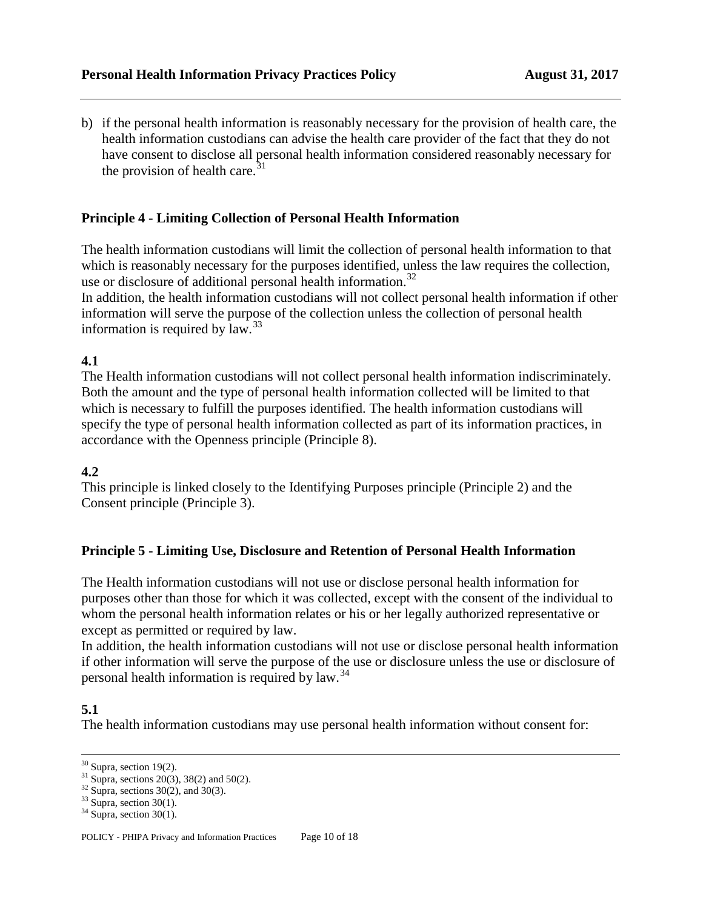b) if the personal health information is reasonably necessary for the provision of health care, the health information custodians can advise the health care provider of the fact that they do not have consent to disclose all personal health information considered reasonably necessary for the provision of health care.[31]

## Principle 4 - Limiting Collection of Personal Health Information

The health information custodians will limit the collection of personal health information to that which is reasonably necessary for the purposes identified, unless the law requires the collection, use or disclosure of additional personal health information.[32]
In addition, the health information custodians will not collect personal health information if other information will serve the purpose of the collection unless the collection of personal health information is required by law.[33]

**4.1**
The Health information custodians will not collect personal health information indiscriminately. Both the amount and the type of personal health information collected will be limited to that which is necessary to fulfill the purposes identified. The health information custodians will specify the type of personal health information collected as part of its information practices, in accordance with the Openness principle (Principle 8).

**4.2**
This principle is linked closely to the Identifying Purposes principle (Principle 2) and the Consent principle (Principle 3).

## Principle 5 - Limiting Use, Disclosure and Retention of Personal Health Information

The Health information custodians will not use or disclose personal health information for purposes other than those for which it was collected, except with the consent of the individual to whom the personal health information relates or his or her legally authorized representative or except as permitted or required by law.
In addition, the health information custodians will not use or disclose personal health information if other information will serve the purpose of the use or disclosure unless the use or disclosure of personal health information is required by law.[34]

**5.1**
The health information custodians may use personal health information without consent for:

---

[30] Supra, section 19(2).
[31] Supra, sections 20(3), 38(2) and 50(2).
[32] Supra, sections 30(2), and 30(3).
[33] Supra, section 30(1).
[34] Supra, section 30(1).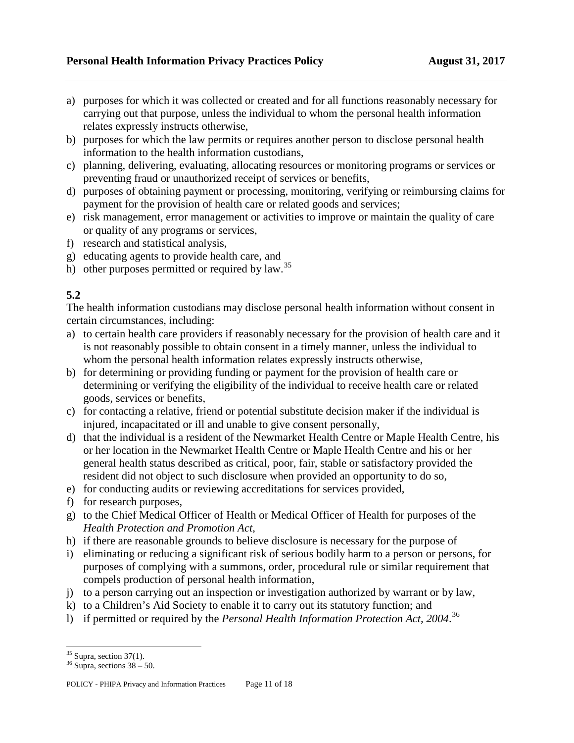a) purposes for which it was collected or created and for all functions reasonably necessary for carrying out that purpose, unless the individual to whom the personal health information relates expressly instructs otherwise,
b) purposes for which the law permits or requires another person to disclose personal health information to the health information custodians,
c) planning, delivering, evaluating, allocating resources or monitoring programs or services or preventing fraud or unauthorized receipt of services or benefits,
d) purposes of obtaining payment or processing, monitoring, verifying or reimbursing claims for payment for the provision of health care or related goods and services;
e) risk management, error management or activities to improve or maintain the quality of care or quality of any programs or services,
f) research and statistical analysis,
g) educating agents to provide health care, and
h) other purposes permitted or required by law.[35]

**5.2**

The health information custodians may disclose personal health information without consent in certain circumstances, including:

a) to certain health care providers if reasonably necessary for the provision of health care and it is not reasonably possible to obtain consent in a timely manner, unless the individual to whom the personal health information relates expressly instructs otherwise,
b) for determining or providing funding or payment for the provision of health care or determining or verifying the eligibility of the individual to receive health care or related goods, services or benefits,
c) for contacting a relative, friend or potential substitute decision maker if the individual is injured, incapacitated or ill and unable to give consent personally,
d) that the individual is a resident of the Newmarket Health Centre or Maple Health Centre, his or her location in the Newmarket Health Centre or Maple Health Centre and his or her general health status described as critical, poor, fair, stable or satisfactory provided the resident did not object to such disclosure when provided an opportunity to do so,
e) for conducting audits or reviewing accreditations for services provided,
f) for research purposes,
g) to the Chief Medical Officer of Health or Medical Officer of Health for purposes of the *Health Protection and Promotion Act*,
h) if there are reasonable grounds to believe disclosure is necessary for the purpose of
i) eliminating or reducing a significant risk of serious bodily harm to a person or persons, for purposes of complying with a summons, order, procedural rule or similar requirement that compels production of personal health information,
j) to a person carrying out an inspection or investigation authorized by warrant or by law,
k) to a Children's Aid Society to enable it to carry out its statutory function; and
l) if permitted or required by the *Personal Health Information Protection Act, 2004*.[36]

---

[35] Supra, section 37(1).
[36] Supra, sections 38 – 50.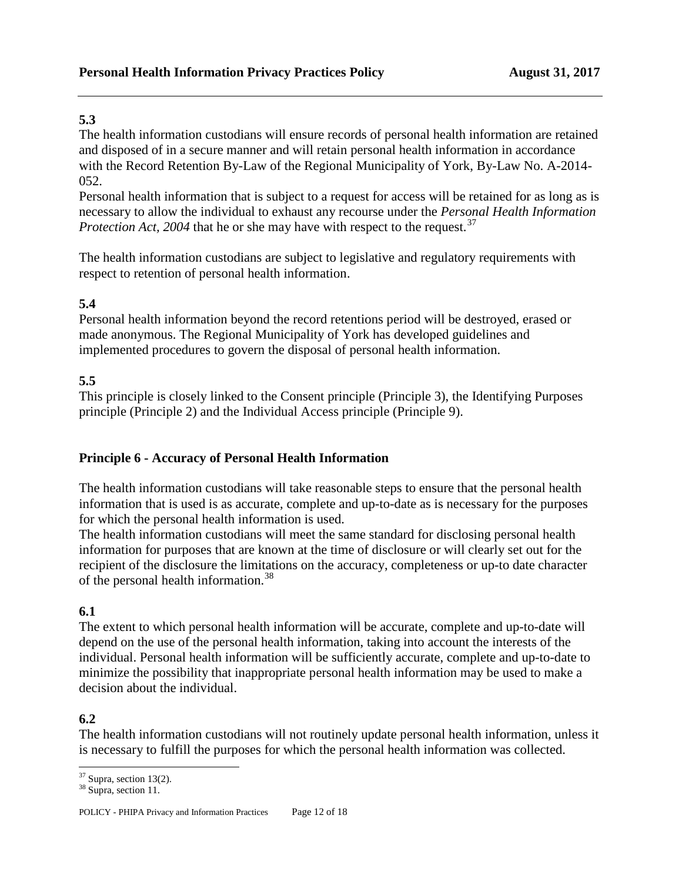**5.3**
The health information custodians will ensure records of personal health information are retained and disposed of in a secure manner and will retain personal health information in accordance with the Record Retention By-Law of the Regional Municipality of York, By-Law No. A-2014-052.
Personal health information that is subject to a request for access will be retained for as long as is necessary to allow the individual to exhaust any recourse under the *Personal Health Information Protection Act, 2004* that he or she may have with respect to the request.[37]

The health information custodians are subject to legislative and regulatory requirements with respect to retention of personal health information.

**5.4**
Personal health information beyond the record retentions period will be destroyed, erased or made anonymous. The Regional Municipality of York has developed guidelines and implemented procedures to govern the disposal of personal health information.

**5.5**
This principle is closely linked to the Consent principle (Principle 3), the Identifying Purposes principle (Principle 2) and the Individual Access principle (Principle 9).

## Principle 6 - Accuracy of Personal Health Information

The health information custodians will take reasonable steps to ensure that the personal health information that is used is as accurate, complete and up-to-date as is necessary for the purposes for which the personal health information is used.
The health information custodians will meet the same standard for disclosing personal health information for purposes that are known at the time of disclosure or will clearly set out for the recipient of the disclosure the limitations on the accuracy, completeness or up-to date character of the personal health information.[38]

**6.1**
The extent to which personal health information will be accurate, complete and up-to-date will depend on the use of the personal health information, taking into account the interests of the individual. Personal health information will be sufficiently accurate, complete and up-to-date to minimize the possibility that inappropriate personal health information may be used to make a decision about the individual.

**6.2**
The health information custodians will not routinely update personal health information, unless it is necessary to fulfill the purposes for which the personal health information was collected.

---

[37] Supra, section 13(2).
[38] Supra, section 11.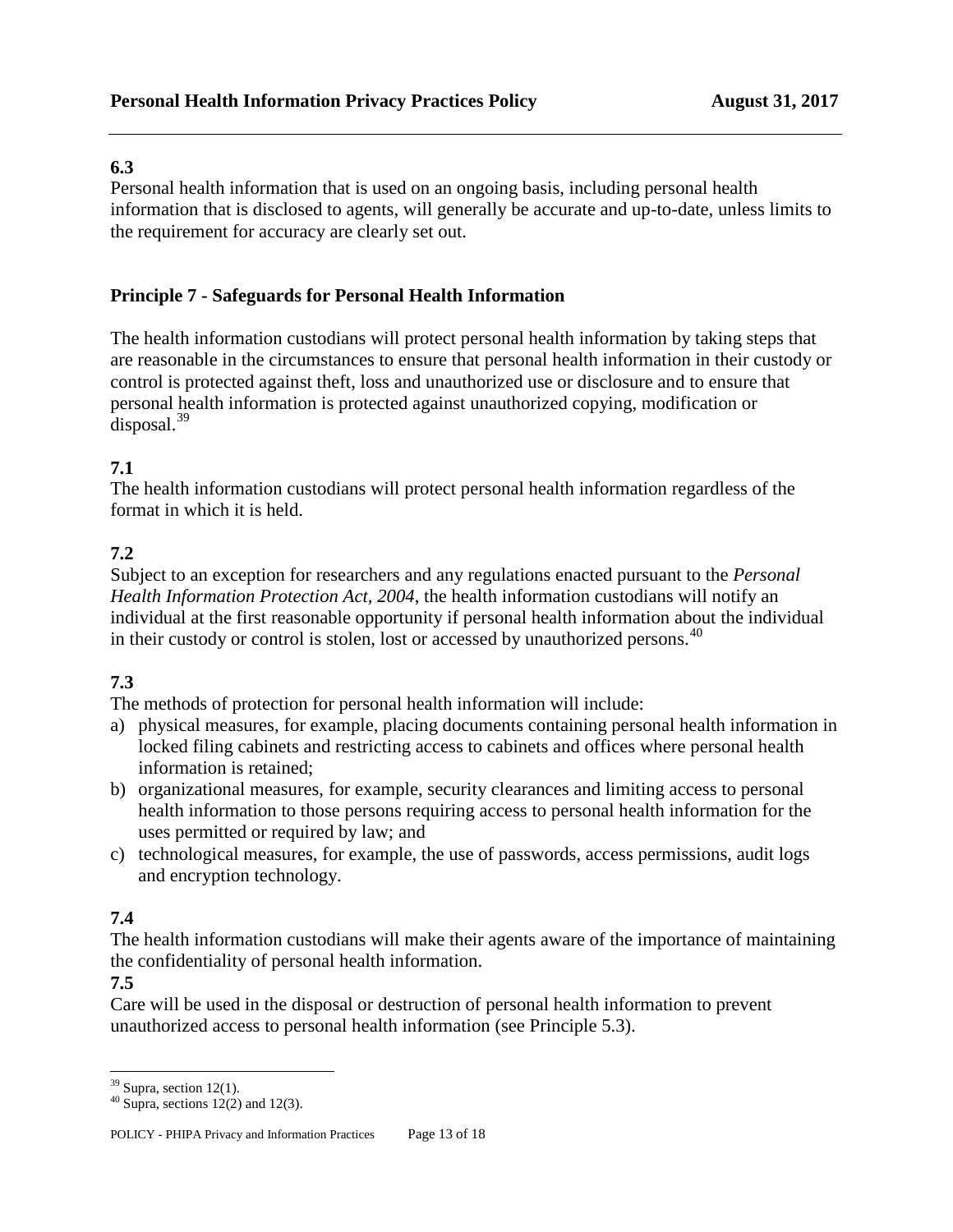**6.3**
Personal health information that is used on an ongoing basis, including personal health information that is disclosed to agents, will generally be accurate and up-to-date, unless limits to the requirement for accuracy are clearly set out.

## Principle 7 - Safeguards for Personal Health Information

The health information custodians will protect personal health information by taking steps that are reasonable in the circumstances to ensure that personal health information in their custody or control is protected against theft, loss and unauthorized use or disclosure and to ensure that personal health information is protected against unauthorized copying, modification or disposal.[39]

**7.1**
The health information custodians will protect personal health information regardless of the format in which it is held.

**7.2**
Subject to an exception for researchers and any regulations enacted pursuant to the *Personal Health Information Protection Act, 2004*, the health information custodians will notify an individual at the first reasonable opportunity if personal health information about the individual in their custody or control is stolen, lost or accessed by unauthorized persons.[40]

**7.3**
The methods of protection for personal health information will include:

a) physical measures, for example, placing documents containing personal health information in locked filing cabinets and restricting access to cabinets and offices where personal health information is retained;
b) organizational measures, for example, security clearances and limiting access to personal health information to those persons requiring access to personal health information for the uses permitted or required by law; and
c) technological measures, for example, the use of passwords, access permissions, audit logs and encryption technology.

**7.4**
The health information custodians will make their agents aware of the importance of maintaining the confidentiality of personal health information.

**7.5**
Care will be used in the disposal or destruction of personal health information to prevent unauthorized access to personal health information (see Principle 5.3).

---

[39] Supra, section 12(1).
[40] Supra, sections 12(2) and 12(3).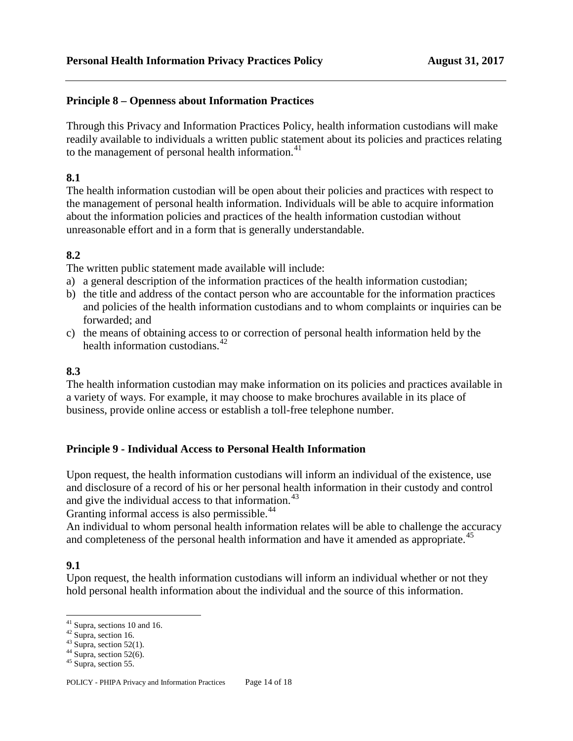## Principle 8 – Openness about Information Practices

Through this Privacy and Information Practices Policy, health information custodians will make readily available to individuals a written public statement about its policies and practices relating to the management of personal health information.[41]

### 8.1

The health information custodian will be open about their policies and practices with respect to the management of personal health information. Individuals will be able to acquire information about the information policies and practices of the health information custodian without unreasonable effort and in a form that is generally understandable.

### 8.2

The written public statement made available will include:

a) a general description of the information practices of the health information custodian;
b) the title and address of the contact person who are accountable for the information practices and policies of the health information custodians and to whom complaints or inquiries can be forwarded; and
c) the means of obtaining access to or correction of personal health information held by the health information custodians.[42]

### 8.3

The health information custodian may make information on its policies and practices available in a variety of ways. For example, it may choose to make brochures available in its place of business, provide online access or establish a toll-free telephone number.

## Principle 9 - Individual Access to Personal Health Information

Upon request, the health information custodians will inform an individual of the existence, use and disclosure of a record of his or her personal health information in their custody and control and give the individual access to that information.[43]

Granting informal access is also permissible.[44]

An individual to whom personal health information relates will be able to challenge the accuracy and completeness of the personal health information and have it amended as appropriate.[45]

### 9.1

Upon request, the health information custodians will inform an individual whether or not they hold personal health information about the individual and the source of this information.

---

[41] Supra, sections 10 and 16.
[42] Supra, section 16.
[43] Supra, section 52(1).
[44] Supra, section 52(6).
[45] Supra, section 55.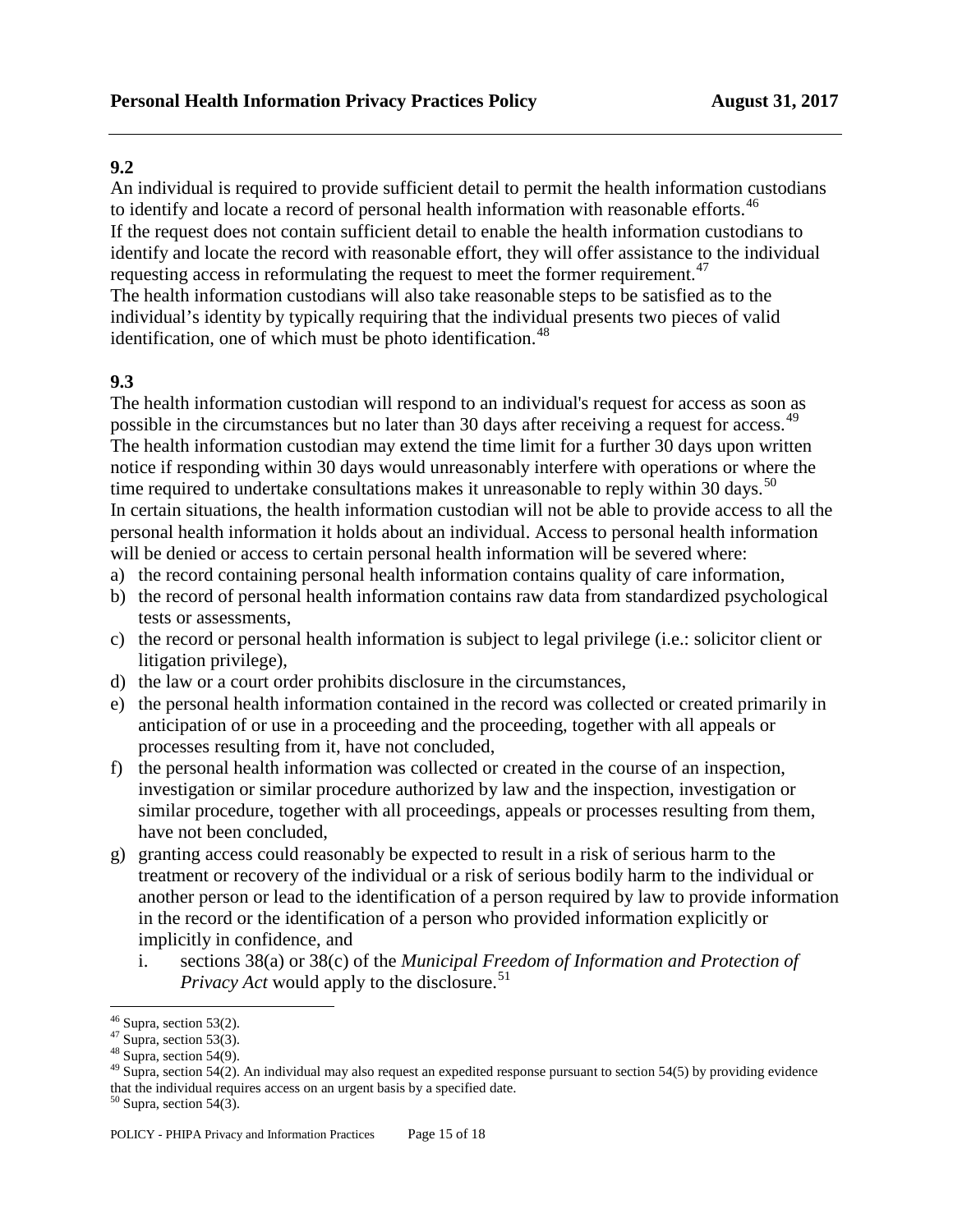**9.2**

An individual is required to provide sufficient detail to permit the health information custodians to identify and locate a record of personal health information with reasonable efforts.[46]

If the request does not contain sufficient detail to enable the health information custodians to identify and locate the record with reasonable effort, they will offer assistance to the individual requesting access in reformulating the request to meet the former requirement.[47]

The health information custodians will also take reasonable steps to be satisfied as to the individual's identity by typically requiring that the individual presents two pieces of valid identification, one of which must be photo identification.[48]

**9.3**

The health information custodian will respond to an individual's request for access as soon as possible in the circumstances but no later than 30 days after receiving a request for access.[49]

The health information custodian may extend the time limit for a further 30 days upon written notice if responding within 30 days would unreasonably interfere with operations or where the time required to undertake consultations makes it unreasonable to reply within 30 days.[50]

In certain situations, the health information custodian will not be able to provide access to all the personal health information it holds about an individual. Access to personal health information will be denied or access to certain personal health information will be severed where:

a) the record containing personal health information contains quality of care information,
b) the record of personal health information contains raw data from standardized psychological tests or assessments,
c) the record or personal health information is subject to legal privilege (i.e.: solicitor client or litigation privilege),
d) the law or a court order prohibits disclosure in the circumstances,
e) the personal health information contained in the record was collected or created primarily in anticipation of or use in a proceeding and the proceeding, together with all appeals or processes resulting from it, have not concluded,
f) the personal health information was collected or created in the course of an inspection, investigation or similar procedure authorized by law and the inspection, investigation or similar procedure, together with all proceedings, appeals or processes resulting from them, have not been concluded,
g) granting access could reasonably be expected to result in a risk of serious harm to the treatment or recovery of the individual or a risk of serious bodily harm to the individual or another person or lead to the identification of a person required by law to provide information in the record or the identification of a person who provided information explicitly or implicitly in confidence, and
    i. sections 38(a) or 38(c) of the *Municipal Freedom of Information and Protection of Privacy Act* would apply to the disclosure.[51]

---

[46] Supra, section 53(2).
[47] Supra, section 53(3).
[48] Supra, section 54(9).
[49] Supra, section 54(2). An individual may also request an expedited response pursuant to section 54(5) by providing evidence that the individual requires access on an urgent basis by a specified date.
[50] Supra, section 54(3).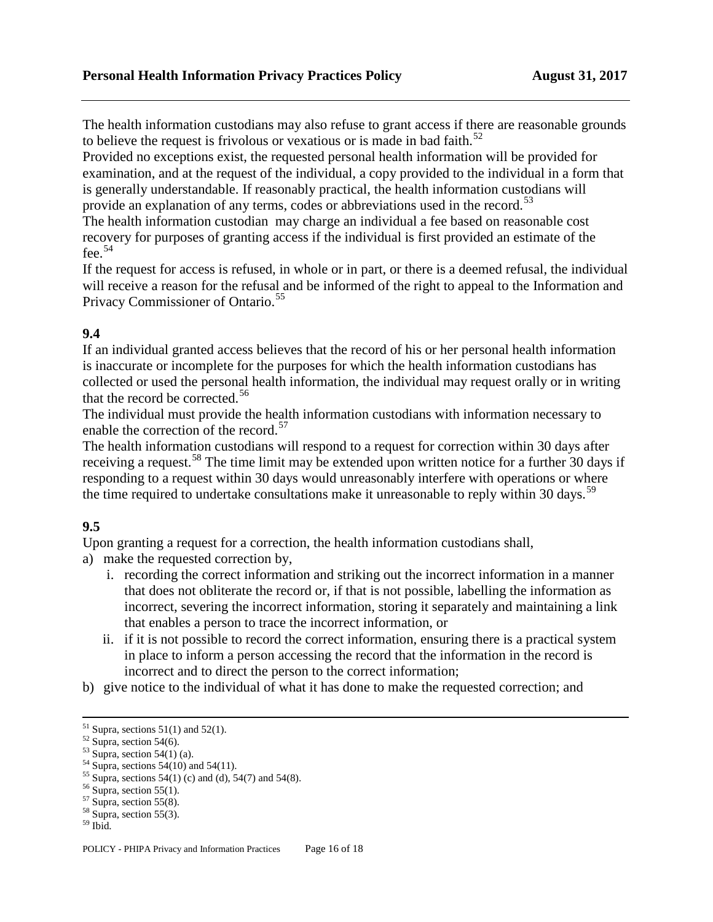The health information custodians may also refuse to grant access if there are reasonable grounds to believe the request is frivolous or vexatious or is made in bad faith.[52]

Provided no exceptions exist, the requested personal health information will be provided for examination, and at the request of the individual, a copy provided to the individual in a form that is generally understandable. If reasonably practical, the health information custodians will provide an explanation of any terms, codes or abbreviations used in the record.[53]

The health information custodian may charge an individual a fee based on reasonable cost recovery for purposes of granting access if the individual is first provided an estimate of the fee.[54]

If the request for access is refused, in whole or in part, or there is a deemed refusal, the individual will receive a reason for the refusal and be informed of the right to appeal to the Information and Privacy Commissioner of Ontario.[55]

**9.4**

If an individual granted access believes that the record of his or her personal health information is inaccurate or incomplete for the purposes for which the health information custodians has collected or used the personal health information, the individual may request orally or in writing that the record be corrected.[56]

The individual must provide the health information custodians with information necessary to enable the correction of the record.[57]

The health information custodians will respond to a request for correction within 30 days after receiving a request.[58] The time limit may be extended upon written notice for a further 30 days if responding to a request within 30 days would unreasonably interfere with operations or where the time required to undertake consultations make it unreasonable to reply within 30 days.[59]

**9.5**

Upon granting a request for a correction, the health information custodians shall,

a) make the requested correction by,
    i. recording the correct information and striking out the incorrect information in a manner that does not obliterate the record or, if that is not possible, labelling the information as incorrect, severing the incorrect information, storing it separately and maintaining a link that enables a person to trace the incorrect information, or
    ii. if it is not possible to record the correct information, ensuring there is a practical system in place to inform a person accessing the record that the information in the record is incorrect and to direct the person to the correct information;
b) give notice to the individual of what it has done to make the requested correction; and

---

[51] Supra, sections 51(1) and 52(1).
[52] Supra, section 54(6).
[53] Supra, section 54(1) (a).
[54] Supra, sections 54(10) and 54(11).
[55] Supra, sections 54(1) (c) and (d), 54(7) and 54(8).
[56] Supra, section 55(1).
[57] Supra, section 55(8).
[58] Supra, section 55(3).
[59] Ibid.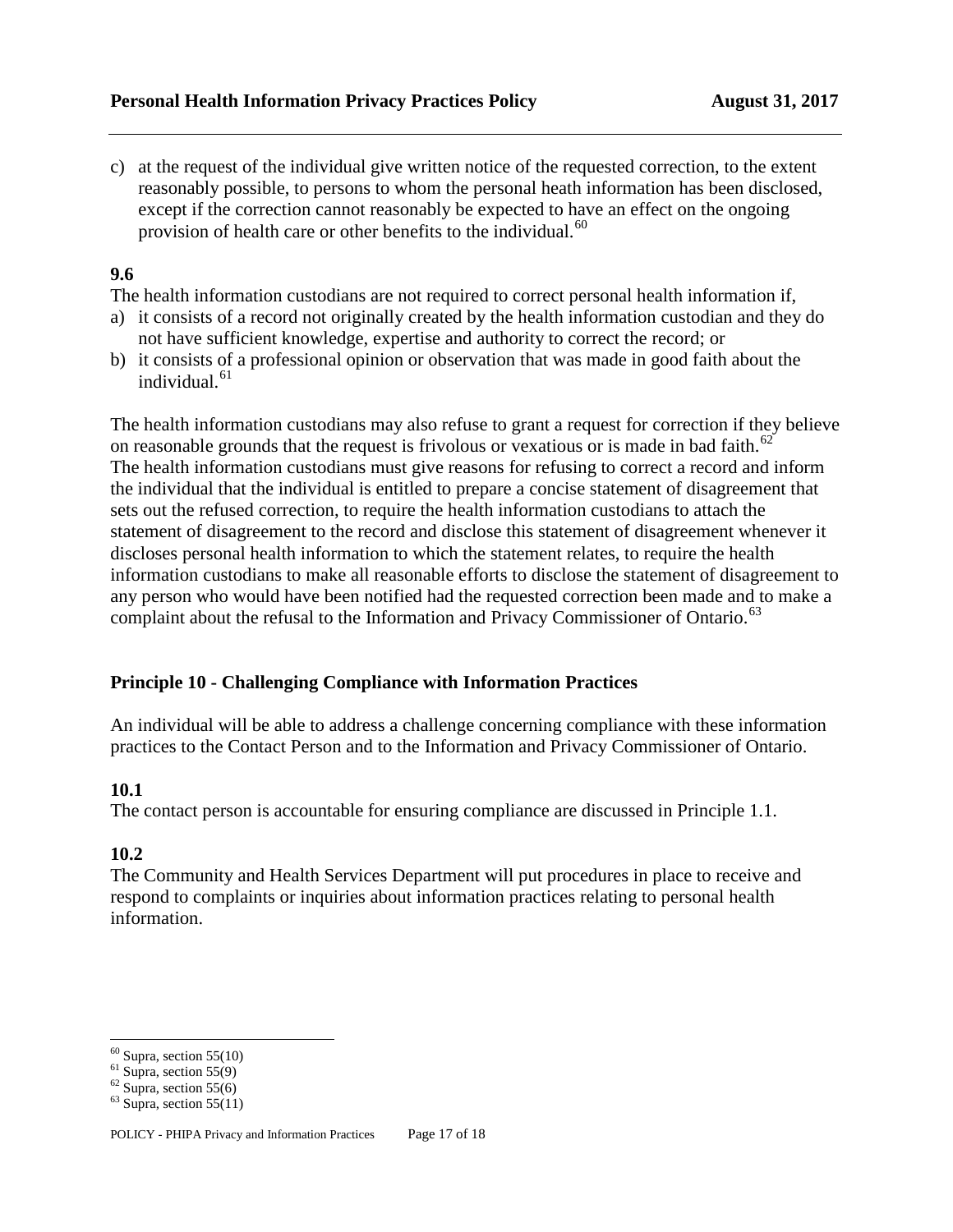c) at the request of the individual give written notice of the requested correction, to the extent reasonably possible, to persons to whom the personal heath information has been disclosed, except if the correction cannot reasonably be expected to have an effect on the ongoing provision of health care or other benefits to the individual.[60]

**9.6**

The health information custodians are not required to correct personal health information if,

a) it consists of a record not originally created by the health information custodian and they do not have sufficient knowledge, expertise and authority to correct the record; or
b) it consists of a professional opinion or observation that was made in good faith about the individual.[61]

The health information custodians may also refuse to grant a request for correction if they believe on reasonable grounds that the request is frivolous or vexatious or is made in bad faith.[62] The health information custodians must give reasons for refusing to correct a record and inform the individual that the individual is entitled to prepare a concise statement of disagreement that sets out the refused correction, to require the health information custodians to attach the statement of disagreement to the record and disclose this statement of disagreement whenever it discloses personal health information to which the statement relates, to require the health information custodians to make all reasonable efforts to disclose the statement of disagreement to any person who would have been notified had the requested correction been made and to make a complaint about the refusal to the Information and Privacy Commissioner of Ontario.[63]

## Principle 10 - Challenging Compliance with Information Practices

An individual will be able to address a challenge concerning compliance with these information practices to the Contact Person and to the Information and Privacy Commissioner of Ontario.

**10.1**

The contact person is accountable for ensuring compliance are discussed in Principle 1.1.

**10.2**

The Community and Health Services Department will put procedures in place to receive and respond to complaints or inquiries about information practices relating to personal health information.

---

[60] Supra, section 55(10)
[61] Supra, section 55(9)
[62] Supra, section 55(6)
[63] Supra, section 55(11)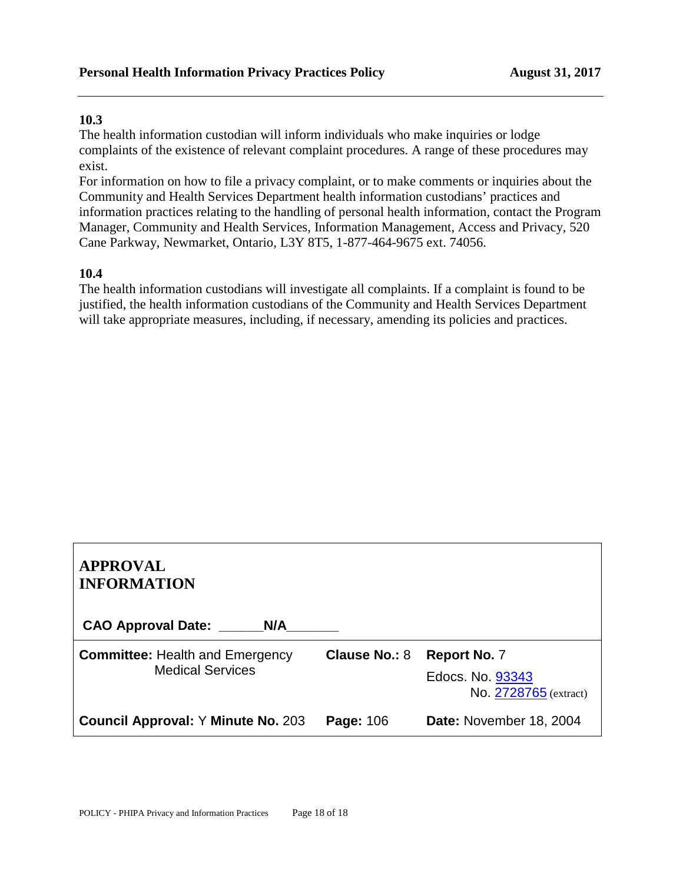**10.3**

The health information custodian will inform individuals who make inquiries or lodge complaints of the existence of relevant complaint procedures. A range of these procedures may exist.

For information on how to file a privacy complaint, or to make comments or inquiries about the Community and Health Services Department health information custodians' practices and information practices relating to the handling of personal health information, contact the Program Manager, Community and Health Services, Information Management, Access and Privacy, 520 Cane Parkway, Newmarket, Ontario, L3Y 8T5, 1-877-464-9675 ext. 74056.

**10.4**

The health information custodians will investigate all complaints. If a complaint is found to be justified, the health information custodians of the Community and Health Services Department will take appropriate measures, including, if necessary, amending its policies and practices.

## APPROVAL INFORMATION

**CAO Approval Date:** ______**N/A**_______

| | | |
|---|---|---|
| **Committee:** Health and Emergency Medical Services | **Clause No.:** 8 | **Report No.** 7<br>Edocs. No. 93343<br>No. 2728765 (extract) |
| **Council Approval:** Y **Minute No.** 203 | **Page:** 106 | **Date:** November 18, 2004 |